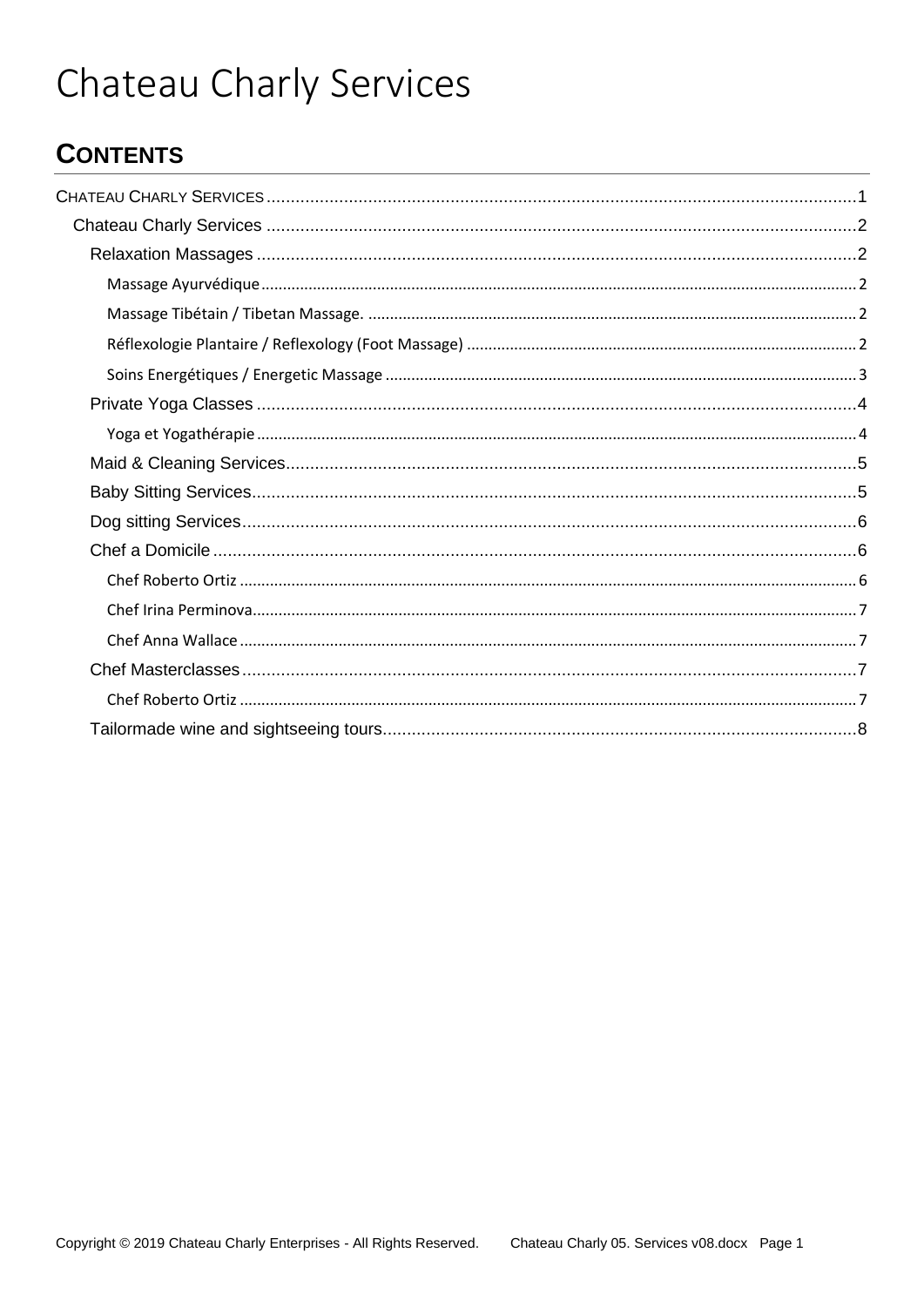# Chateau Charly Services

## Contents

- Chateau Charly Services ... 1
  - Chateau Charly Services ... 2
    - Relaxation Massages ... 2
      - Massage Ayurvédique ... 2
      - Massage Tibétain / Tibetan Massage. ... 2
      - Réflexologie Plantaire / Reflexology (Foot Massage) ... 2
      - Soins Energétiques / Energetic Massage ... 3
    - Private Yoga Classes ... 4
      - Yoga et Yogathérapie ... 4
    - Maid & Cleaning Services ... 5
    - Baby Sitting Services ... 5
    - Dog sitting Services ... 6
    - Chef a Domicile ... 6
      - Chef Roberto Ortiz ... 6
      - Chef Irina Perminova ... 7
      - Chef Anna Wallace ... 7
    - Chef Masterclasses ... 7
      - Chef Roberto Ortiz ... 7
    - Tailormade wine and sightseeing tours ... 8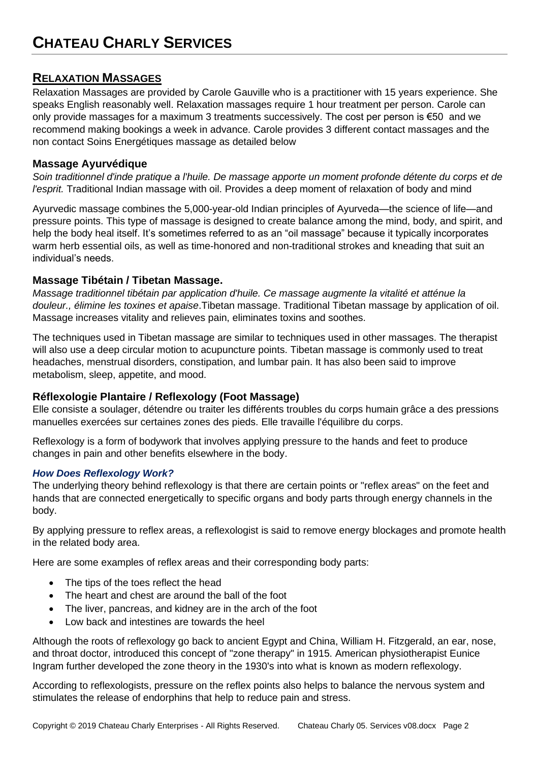# CHATEAU CHARLY SERVICES

## RELAXATION MASSAGES

Relaxation Massages are provided by Carole Gauville who is a practitioner with 15 years experience. She speaks English reasonably well. Relaxation massages require 1 hour treatment per person. Carole can only provide massages for a maximum 3 treatments successively. The cost per person is €50 and we recommend making bookings a week in advance. Carole provides 3 different contact massages and the non contact Soins Energétiques massage as detailed below

### Massage Ayurvédique

*Soin traditionnel d'inde pratique a l'huile. De massage apporte un moment profonde détente du corps et de l'esprit.* Traditional Indian massage with oil. Provides a deep moment of relaxation of body and mind

Ayurvedic massage combines the 5,000-year-old Indian principles of Ayurveda—the science of life—and pressure points. This type of massage is designed to create balance among the mind, body, and spirit, and help the body heal itself. It's sometimes referred to as an "oil massage" because it typically incorporates warm herb essential oils, as well as time-honored and non-traditional strokes and kneading that suit an individual's needs.

### Massage Tibétain / Tibetan Massage.

*Massage traditionnel tibétain par application d'huile. Ce massage augmente la vitalité et atténue la douleur., élimine les toxines et apaise*.Tibetan massage. Traditional Tibetan massage by application of oil. Massage increases vitality and relieves pain, eliminates toxins and soothes.

The techniques used in Tibetan massage are similar to techniques used in other massages. The therapist will also use a deep circular motion to acupuncture points. Tibetan massage is commonly used to treat headaches, menstrual disorders, constipation, and lumbar pain. It has also been said to improve metabolism, sleep, appetite, and mood.

### Réflexologie Plantaire / Reflexology (Foot Massage)

Elle consiste a soulager, détendre ou traiter les différents troubles du corps humain grâce a des pressions manuelles exercées sur certaines zones des pieds. Elle travaille l'équilibre du corps.

Reflexology is a form of bodywork that involves applying pressure to the hands and feet to produce changes in pain and other benefits elsewhere in the body.

#### *How Does Reflexology Work?*

The underlying theory behind reflexology is that there are certain points or "reflex areas" on the feet and hands that are connected energetically to specific organs and body parts through energy channels in the body.

By applying pressure to reflex areas, a reflexologist is said to remove energy blockages and promote health in the related body area.

Here are some examples of reflex areas and their corresponding body parts:

- The tips of the toes reflect the head
- The heart and chest are around the ball of the foot
- The liver, pancreas, and kidney are in the arch of the foot
- Low back and intestines are towards the heel

Although the roots of reflexology go back to ancient Egypt and China, William H. Fitzgerald, an ear, nose, and throat doctor, introduced this concept of "zone therapy" in 1915. American physiotherapist Eunice Ingram further developed the zone theory in the 1930's into what is known as modern reflexology.

According to reflexologists, pressure on the reflex points also helps to balance the nervous system and stimulates the release of endorphins that help to reduce pain and stress.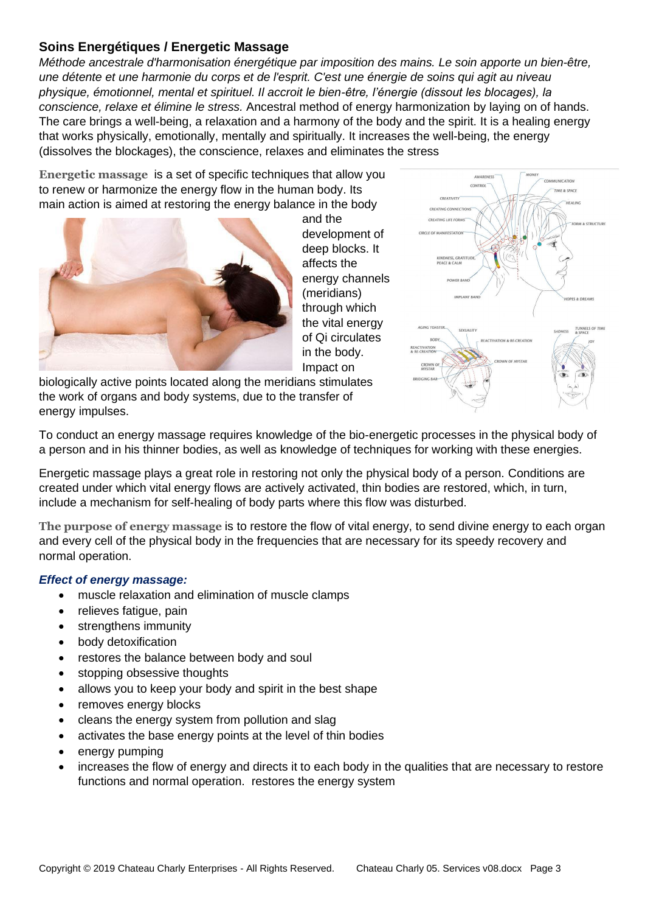## Soins Energétiques / Energetic Massage

*Méthode ancestrale d'harmonisation énergétique par imposition des mains. Le soin apporte un bien-être, une détente et une harmonie du corps et de l'esprit. C'est une énergie de soins qui agit au niveau physique, émotionnel, mental et spirituel. Il accroit le bien-être, l'énergie (dissout les blocages), la conscience, relaxe et élimine le stress.* Ancestral method of energy harmonization by laying on of hands. The care brings a well-being, a relaxation and a harmony of the body and the spirit. It is a healing energy that works physically, emotionally, mentally and spiritually. It increases the well-being, the energy (dissolves the blockages), the conscience, relaxes and eliminates the stress

**Energetic massage** is a set of specific techniques that allow you to renew or harmonize the energy flow in the human body. Its main action is aimed at restoring the energy balance in the body and the development of deep blocks. It affects the energy channels (meridians) through which the vital energy of Qi circulates in the body. Impact on biologically active points located along the meridians stimulates the work of organs and body systems, due to the transfer of energy impulses.

To conduct an energy massage requires knowledge of the bio-energetic processes in the physical body of a person and in his thinner bodies, as well as knowledge of techniques for working with these energies.

Energetic massage plays a great role in restoring not only the physical body of a person. Conditions are created under which vital energy flows are actively activated, thin bodies are restored, which, in turn, include a mechanism for self-healing of body parts where this flow was disturbed.

**The purpose of energy massage** is to restore the flow of vital energy, to send divine energy to each organ and every cell of the physical body in the frequencies that are necessary for its speedy recovery and normal operation.

***Effect of energy massage:***

- muscle relaxation and elimination of muscle clamps
- relieves fatigue, pain
- strengthens immunity
- body detoxification
- restores the balance between body and soul
- stopping obsessive thoughts
- allows you to keep your body and spirit in the best shape
- removes energy blocks
- cleans the energy system from pollution and slag
- activates the base energy points at the level of thin bodies
- energy pumping
- increases the flow of energy and directs it to each body in the qualities that are necessary to restore functions and normal operation. restores the energy system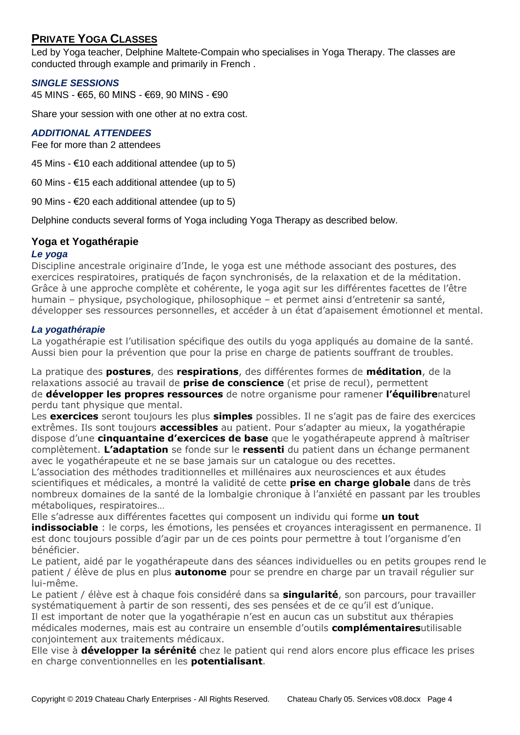## PRIVATE YOGA CLASSES

Led by Yoga teacher, Delphine Maltete-Compain who specialises in Yoga Therapy. The classes are conducted through example and primarily in French .

### *SINGLE SESSIONS*

45 MINS - €65, 60 MINS - €69, 90 MINS - €90

Share your session with one other at no extra cost.

### *ADDITIONAL ATTENDEES*

Fee for more than 2 attendees

45 Mins - €10 each additional attendee (up to 5)

60 Mins - €15 each additional attendee (up to 5)

90 Mins - €20 each additional attendee (up to 5)

Delphine conducts several forms of Yoga including Yoga Therapy as described below.

### Yoga et Yogathérapie

#### *Le yoga*

Discipline ancestrale originaire d'Inde, le yoga est une méthode associant des postures, des exercices respiratoires, pratiqués de façon synchronisés, de la relaxation et de la méditation. Grâce à une approche complète et cohérente, le yoga agit sur les différentes facettes de l'être humain – physique, psychologique, philosophique – et permet ainsi d'entretenir sa santé, développer ses ressources personnelles, et accéder à un état d'apaisement émotionnel et mental.

#### *La yogathérapie*

La yogathérapie est l'utilisation spécifique des outils du yoga appliqués au domaine de la santé. Aussi bien pour la prévention que pour la prise en charge de patients souffrant de troubles.

La pratique des **postures**, des **respirations**, des différentes formes de **méditation**, de la relaxations associé au travail de **prise de conscience** (et prise de recul), permettent de **développer les propres ressources** de notre organisme pour ramener **l'équilibre**naturel perdu tant physique que mental.
Les **exercices** seront toujours les plus **simples** possibles. Il ne s'agit pas de faire des exercices extrêmes. Ils sont toujours **accessibles** au patient. Pour s'adapter au mieux, la yogathérapie dispose d'une **cinquantaine d'exercices de base** que le yogathérapeute apprend à maîtriser complètement. **L'adaptation** se fonde sur le **ressenti** du patient dans un échange permanent avec le yogathérapeute et ne se base jamais sur un catalogue ou des recettes.
L'association des méthodes traditionnelles et millénaires aux neurosciences et aux études scientifiques et médicales, a montré la validité de cette **prise en charge globale** dans de très nombreux domaines de la santé de la lombalgie chronique à l'anxiété en passant par les troubles métaboliques, respiratoires…
Elle s'adresse aux différentes facettes qui composent un individu qui forme **un tout indissociable** : le corps, les émotions, les pensées et croyances interagissent en permanence. Il est donc toujours possible d'agir par un de ces points pour permettre à tout l'organisme d'en bénéficier.
Le patient, aidé par le yogathérapeute dans des séances individuelles ou en petits groupes rend le patient / élève de plus en plus **autonome** pour se prendre en charge par un travail régulier sur lui-même.
Le patient / élève est à chaque fois considéré dans sa **singularité**, son parcours, pour travailler systématiquement à partir de son ressenti, des ses pensées et de ce qu'il est d'unique.
Il est important de noter que la yogathérapie n'est en aucun cas un substitut aux thérapies médicales modernes, mais est au contraire un ensemble d'outils **complémentaires**utilisable conjointement aux traitements médicaux.
Elle vise à **développer la sérénité** chez le patient qui rend alors encore plus efficace les prises en charge conventionnelles en les **potentialisant**.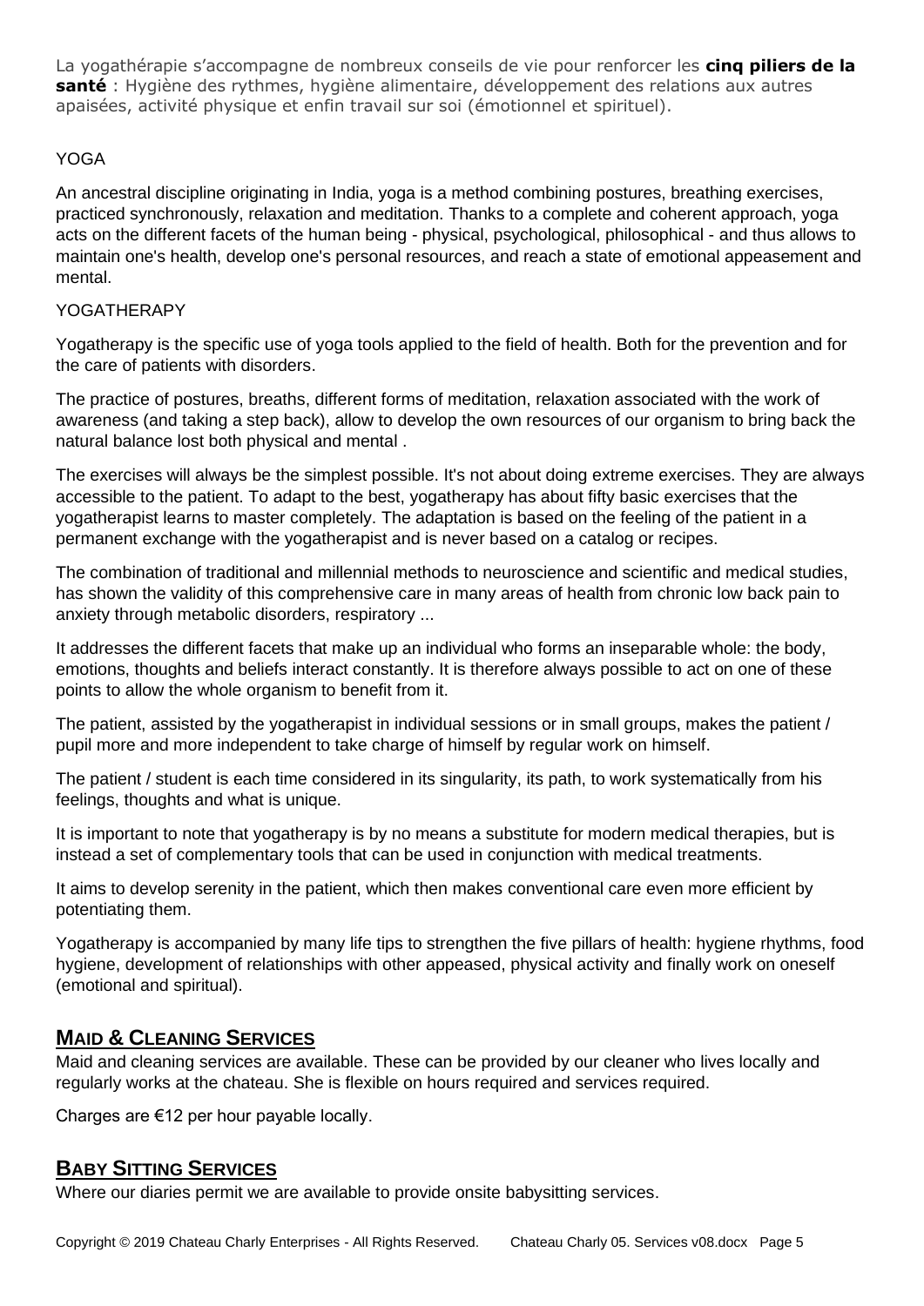La yogathérapie s'accompagne de nombreux conseils de vie pour renforcer les **cinq piliers de la santé** : Hygiène des rythmes, hygiène alimentaire, développement des relations aux autres apaisées, activité physique et enfin travail sur soi (émotionnel et spirituel).

YOGA

An ancestral discipline originating in India, yoga is a method combining postures, breathing exercises, practiced synchronously, relaxation and meditation. Thanks to a complete and coherent approach, yoga acts on the different facets of the human being - physical, psychological, philosophical - and thus allows to maintain one's health, develop one's personal resources, and reach a state of emotional appeasement and mental.

YOGATHERAPY

Yogatherapy is the specific use of yoga tools applied to the field of health. Both for the prevention and for the care of patients with disorders.

The practice of postures, breaths, different forms of meditation, relaxation associated with the work of awareness (and taking a step back), allow to develop the own resources of our organism to bring back the natural balance lost both physical and mental .

The exercises will always be the simplest possible. It's not about doing extreme exercises. They are always accessible to the patient. To adapt to the best, yogatherapy has about fifty basic exercises that the yogatherapist learns to master completely. The adaptation is based on the feeling of the patient in a permanent exchange with the yogatherapist and is never based on a catalog or recipes.

The combination of traditional and millennial methods to neuroscience and scientific and medical studies, has shown the validity of this comprehensive care in many areas of health from chronic low back pain to anxiety through metabolic disorders, respiratory ...

It addresses the different facets that make up an individual who forms an inseparable whole: the body, emotions, thoughts and beliefs interact constantly. It is therefore always possible to act on one of these points to allow the whole organism to benefit from it.

The patient, assisted by the yogatherapist in individual sessions or in small groups, makes the patient / pupil more and more independent to take charge of himself by regular work on himself.

The patient / student is each time considered in its singularity, its path, to work systematically from his feelings, thoughts and what is unique.

It is important to note that yogatherapy is by no means a substitute for modern medical therapies, but is instead a set of complementary tools that can be used in conjunction with medical treatments.

It aims to develop serenity in the patient, which then makes conventional care even more efficient by potentiating them.

Yogatherapy is accompanied by many life tips to strengthen the five pillars of health: hygiene rhythms, food hygiene, development of relationships with other appeased, physical activity and finally work on oneself (emotional and spiritual).

## Maid & Cleaning Services

Maid and cleaning services are available. These can be provided by our cleaner who lives locally and regularly works at the chateau. She is flexible on hours required and services required.

Charges are €12 per hour payable locally.

## Baby Sitting Services

Where our diaries permit we are available to provide onsite babysitting services.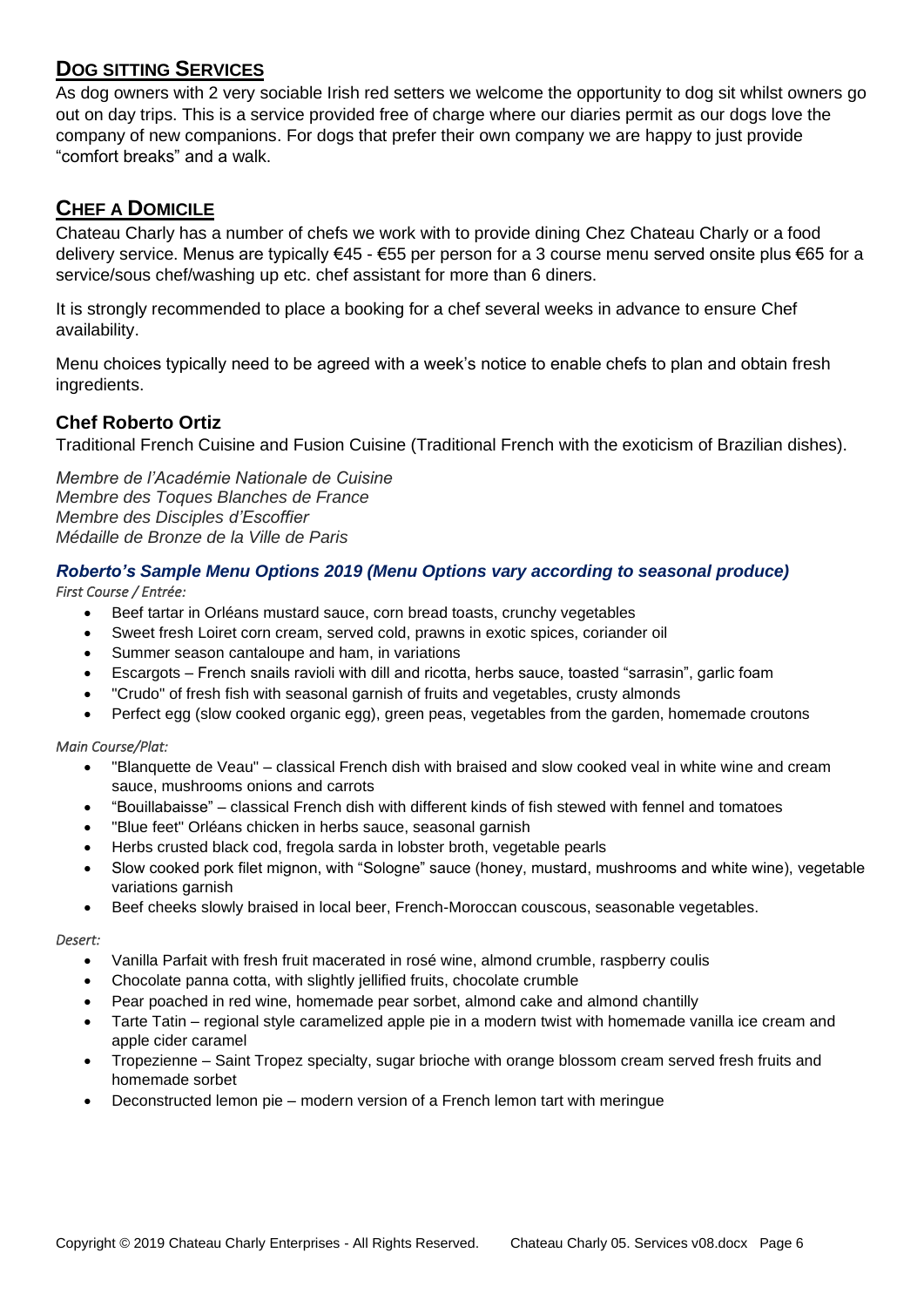## Dog sitting Services

As dog owners with 2 very sociable Irish red setters we welcome the opportunity to dog sit whilst owners go out on day trips. This is a service provided free of charge where our diaries permit as our dogs love the company of new companions. For dogs that prefer their own company we are happy to just provide "comfort breaks" and a walk.

## Chef a Domicile

Chateau Charly has a number of chefs we work with to provide dining Chez Chateau Charly or a food delivery service. Menus are typically €45 - €55 per person for a 3 course menu served onsite plus €65 for a service/sous chef/washing up etc. chef assistant for more than 6 diners.

It is strongly recommended to place a booking for a chef several weeks in advance to ensure Chef availability.

Menu choices typically need to be agreed with a week's notice to enable chefs to plan and obtain fresh ingredients.

### Chef Roberto Ortiz

Traditional French Cuisine and Fusion Cuisine (Traditional French with the exoticism of Brazilian dishes).

*Membre de l'Académie Nationale de Cuisine*
*Membre des Toques Blanches de France*
*Membre des Disciples d'Escoffier*
*Médaille de Bronze de la Ville de Paris*

#### *Roberto's Sample Menu Options 2019 (Menu Options vary according to seasonal produce)*

*First Course / Entrée:*

- Beef tartar in Orléans mustard sauce, corn bread toasts, crunchy vegetables
- Sweet fresh Loiret corn cream, served cold, prawns in exotic spices, coriander oil
- Summer season cantaloupe and ham, in variations
- Escargots – French snails ravioli with dill and ricotta, herbs sauce, toasted "sarrasin", garlic foam
- "Crudo" of fresh fish with seasonal garnish of fruits and vegetables, crusty almonds
- Perfect egg (slow cooked organic egg), green peas, vegetables from the garden, homemade croutons

*Main Course/Plat:*

- "Blanquette de Veau" – classical French dish with braised and slow cooked veal in white wine and cream sauce, mushrooms onions and carrots
- "Bouillabaisse" – classical French dish with different kinds of fish stewed with fennel and tomatoes
- "Blue feet" Orléans chicken in herbs sauce, seasonal garnish
- Herbs crusted black cod, fregola sarda in lobster broth, vegetable pearls
- Slow cooked pork filet mignon, with "Sologne" sauce (honey, mustard, mushrooms and white wine), vegetable variations garnish
- Beef cheeks slowly braised in local beer, French-Moroccan couscous, seasonable vegetables.

*Desert:*

- Vanilla Parfait with fresh fruit macerated in rosé wine, almond crumble, raspberry coulis
- Chocolate panna cotta, with slightly jellified fruits, chocolate crumble
- Pear poached in red wine, homemade pear sorbet, almond cake and almond chantilly
- Tarte Tatin – regional style caramelized apple pie in a modern twist with homemade vanilla ice cream and apple cider caramel
- Tropezienne – Saint Tropez specialty, sugar brioche with orange blossom cream served fresh fruits and homemade sorbet
- Deconstructed lemon pie – modern version of a French lemon tart with meringue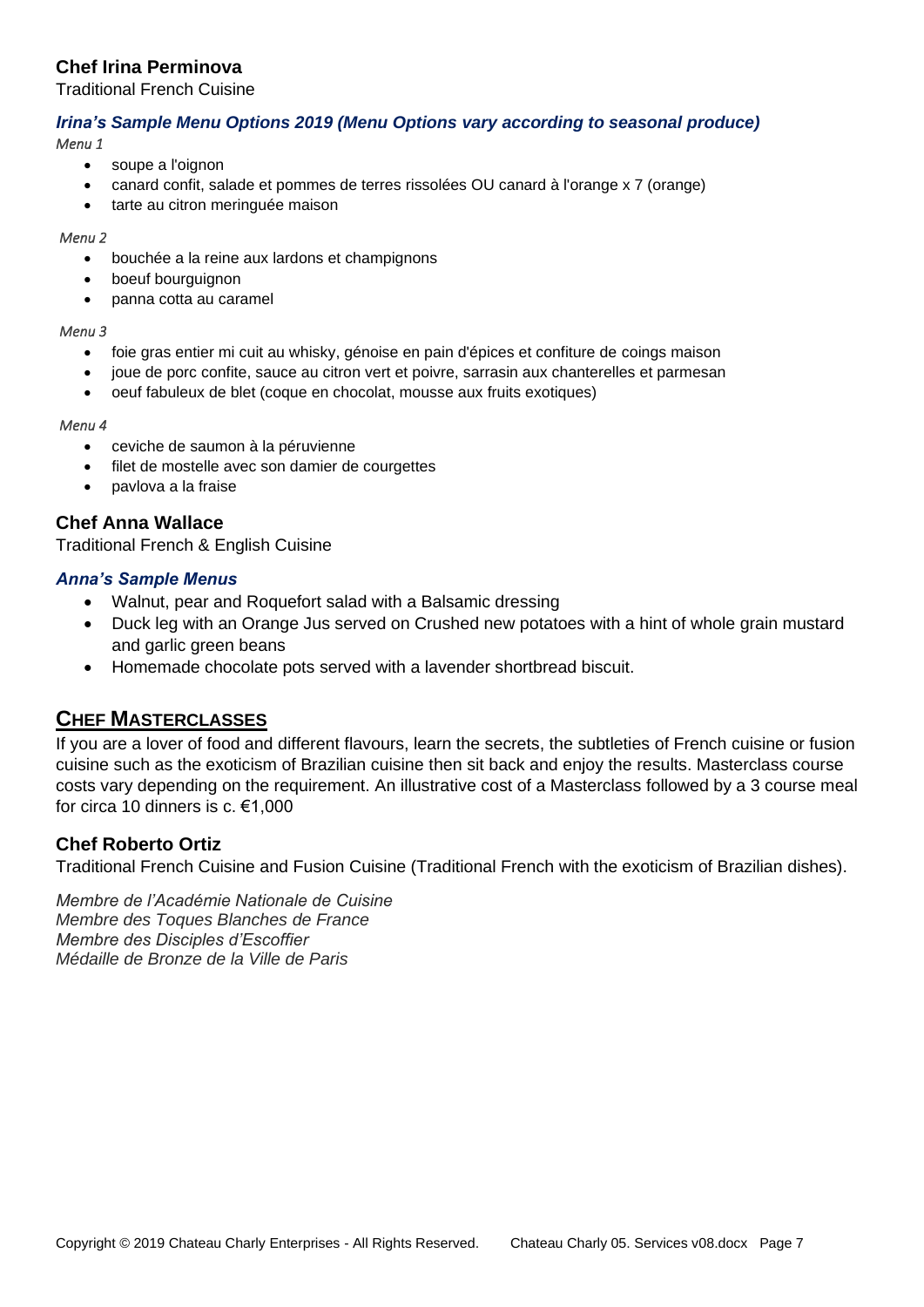### Chef Irina Perminova

Traditional French Cuisine

#### *Irina's Sample Menu Options 2019 (Menu Options vary according to seasonal produce)*

*Menu 1*

- soupe a l'oignon
- canard confit, salade et pommes de terres rissolées OU canard à l'orange x 7 (orange)
- tarte au citron meringuée maison

*Menu 2*

- bouchée a la reine aux lardons et champignons
- boeuf bourguignon
- panna cotta au caramel

*Menu 3*

- foie gras entier mi cuit au whisky, génoise en pain d'épices et confiture de coings maison
- joue de porc confite, sauce au citron vert et poivre, sarrasin aux chanterelles et parmesan
- oeuf fabuleux de blet (coque en chocolat, mousse aux fruits exotiques)

*Menu 4*

- ceviche de saumon à la péruvienne
- filet de mostelle avec son damier de courgettes
- pavlova a la fraise

### Chef Anna Wallace

Traditional French & English Cuisine

#### *Anna's Sample Menus*

- Walnut, pear and Roquefort salad with a Balsamic dressing
- Duck leg with an Orange Jus served on Crushed new potatoes with a hint of whole grain mustard and garlic green beans
- Homemade chocolate pots served with a lavender shortbread biscuit.

## CHEF MASTERCLASSES

If you are a lover of food and different flavours, learn the secrets, the subtleties of French cuisine or fusion cuisine such as the exoticism of Brazilian cuisine then sit back and enjoy the results. Masterclass course costs vary depending on the requirement. An illustrative cost of a Masterclass followed by a 3 course meal for circa 10 dinners is c. €1,000

### Chef Roberto Ortiz

Traditional French Cuisine and Fusion Cuisine (Traditional French with the exoticism of Brazilian dishes).

*Membre de l'Académie Nationale de Cuisine*
*Membre des Toques Blanches de France*
*Membre des Disciples d'Escoffier*
*Médaille de Bronze de la Ville de Paris*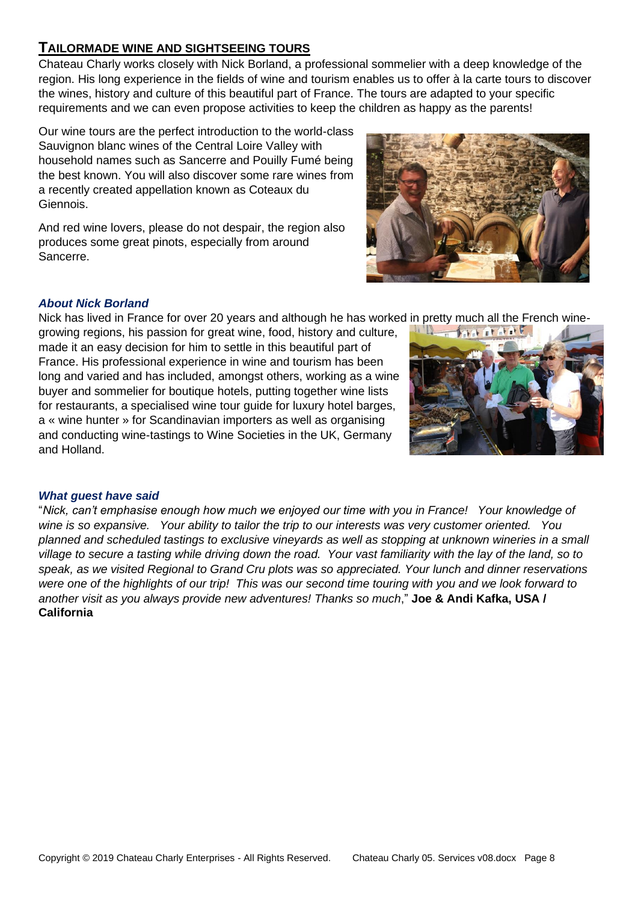## TAILORMADE WINE AND SIGHTSEEING TOURS

Chateau Charly works closely with Nick Borland, a professional sommelier with a deep knowledge of the region. His long experience in the fields of wine and tourism enables us to offer à la carte tours to discover the wines, history and culture of this beautiful part of France. The tours are adapted to your specific requirements and we can even propose activities to keep the children as happy as the parents!

Our wine tours are the perfect introduction to the world-class Sauvignon blanc wines of the Central Loire Valley with household names such as Sancerre and Pouilly Fumé being the best known. You will also discover some rare wines from a recently created appellation known as Coteaux du Giennois.

And red wine lovers, please do not despair, the region also produces some great pinots, especially from around Sancerre.

### *About Nick Borland*

Nick has lived in France for over 20 years and although he has worked in pretty much all the French wine-growing regions, his passion for great wine, food, history and culture, made it an easy decision for him to settle in this beautiful part of France. His professional experience in wine and tourism has been long and varied and has included, amongst others, working as a wine buyer and sommelier for boutique hotels, putting together wine lists for restaurants, a specialised wine tour guide for luxury hotel barges, a « wine hunter » for Scandinavian importers as well as organising and conducting wine-tastings to Wine Societies in the UK, Germany and Holland.

### *What guest have said*

"*Nick, can't emphasise enough how much we enjoyed our time with you in France! Your knowledge of wine is so expansive. Your ability to tailor the trip to our interests was very customer oriented. You planned and scheduled tastings to exclusive vineyards as well as stopping at unknown wineries in a small village to secure a tasting while driving down the road. Your vast familiarity with the lay of the land, so to speak, as we visited Regional to Grand Cru plots was so appreciated. Your lunch and dinner reservations were one of the highlights of our trip! This was our second time touring with you and we look forward to another visit as you always provide new adventures! Thanks so much*," **Joe & Andi Kafka, USA / California**